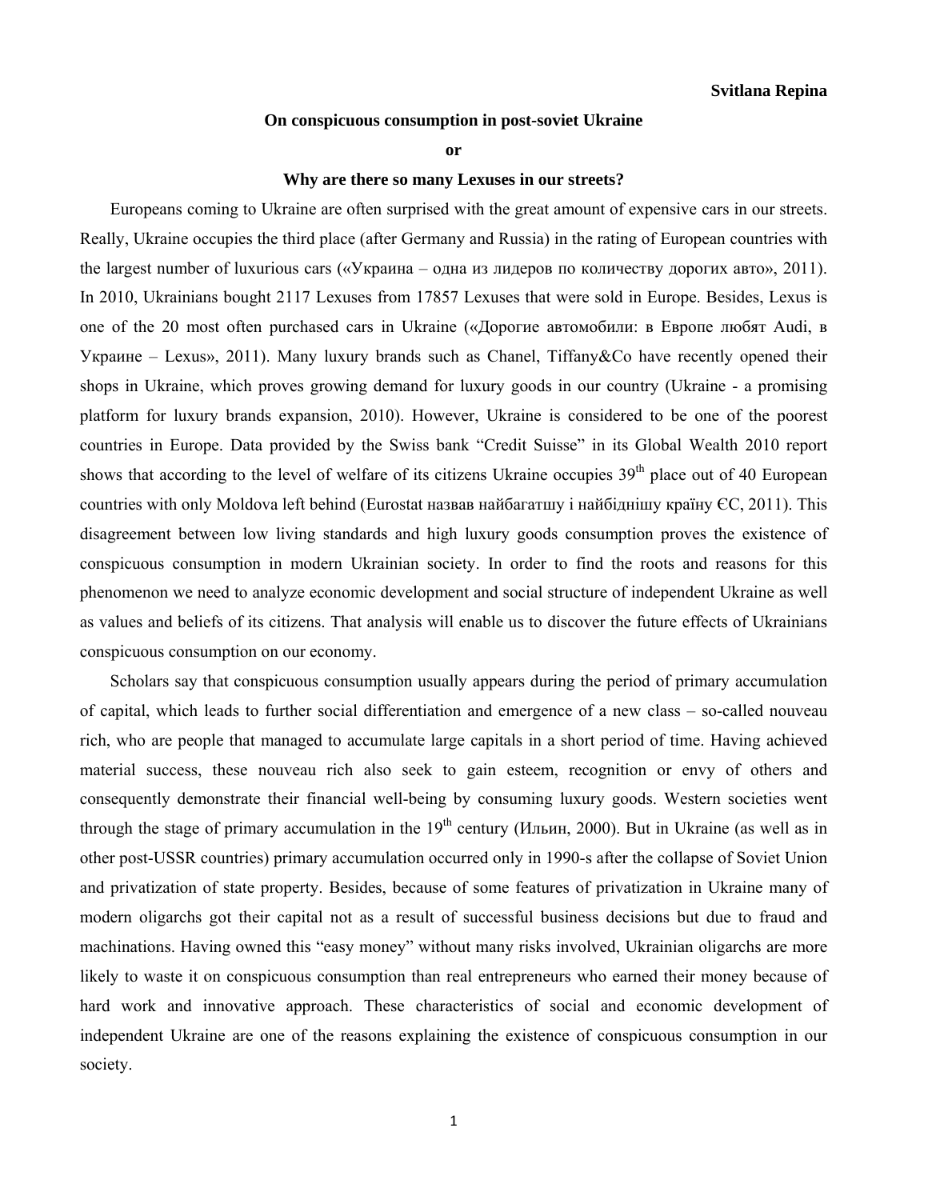**Svitlana Repina**

## On conspicuous consumption in post-soviet Ukraine

## or

## Why are there so many Lexuses in our streets?

Europeans coming to Ukraine are often surprised with the great amount of expensive cars in our streets. Really, Ukraine occupies the third place (after Germany and Russia) in the rating of European countries with the largest number of luxurious cars («Украина – одна из лидеров по количеству дорогих авто», 2011). In 2010, Ukrainians bought 2117 Lexuses from 17857 Lexuses that were sold in Europe. Besides, Lexus is one of the 20 most often purchased cars in Ukraine («Дорогие автомобили: в Европе любят Audi, в Украине – Lexus», 2011). Many luxury brands such as Chanel, Tiffany&Co have recently opened their shops in Ukraine, which proves growing demand for luxury goods in our country (Ukraine - a promising platform for luxury brands expansion, 2010). However, Ukraine is considered to be one of the poorest countries in Europe. Data provided by the Swiss bank "Credit Suisse" in its Global Wealth 2010 report shows that according to the level of welfare of its citizens Ukraine occupies 39th place out of 40 European countries with only Moldova left behind (Eurostat назвав найбагатшу і найбіднішу країну ЄС, 2011). This disagreement between low living standards and high luxury goods consumption proves the existence of conspicuous consumption in modern Ukrainian society. In order to find the roots and reasons for this phenomenon we need to analyze economic development and social structure of independent Ukraine as well as values and beliefs of its citizens. That analysis will enable us to discover the future effects of Ukrainians conspicuous consumption on our economy.

Scholars say that conspicuous consumption usually appears during the period of primary accumulation of capital, which leads to further social differentiation and emergence of a new class – so-called nouveau rich, who are people that managed to accumulate large capitals in a short period of time. Having achieved material success, these nouveau rich also seek to gain esteem, recognition or envy of others and consequently demonstrate their financial well-being by consuming luxury goods. Western societies went through the stage of primary accumulation in the 19th century (Ильин, 2000). But in Ukraine (as well as in other post-USSR countries) primary accumulation occurred only in 1990-s after the collapse of Soviet Union and privatization of state property. Besides, because of some features of privatization in Ukraine many of modern oligarchs got their capital not as a result of successful business decisions but due to fraud and machinations. Having owned this "easy money" without many risks involved, Ukrainian oligarchs are more likely to waste it on conspicuous consumption than real entrepreneurs who earned their money because of hard work and innovative approach. These characteristics of social and economic development of independent Ukraine are one of the reasons explaining the existence of conspicuous consumption in our society.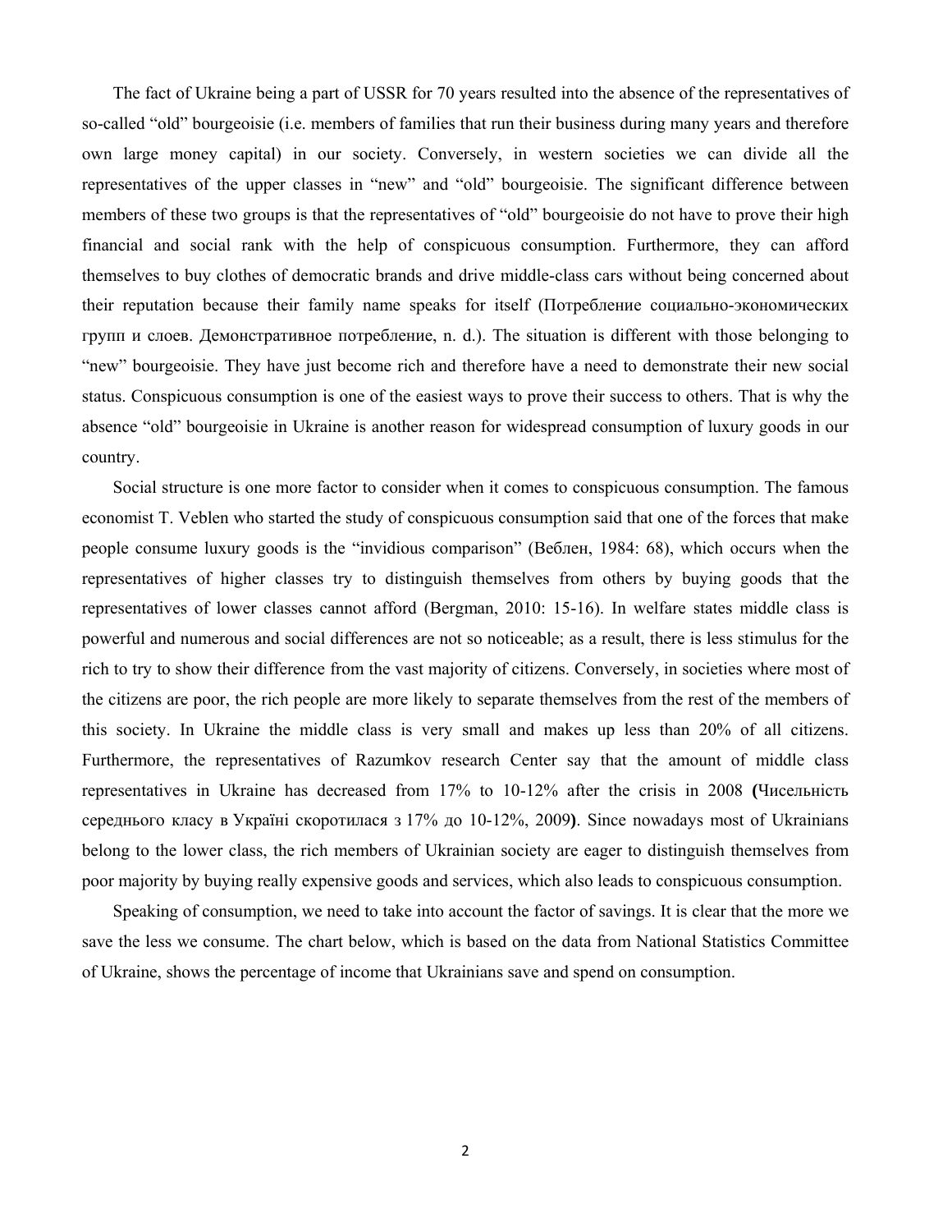The fact of Ukraine being a part of USSR for 70 years resulted into the absence of the representatives of so-called "old" bourgeoisie (i.e. members of families that run their business during many years and therefore own large money capital) in our society. Conversely, in western societies we can divide all the representatives of the upper classes in "new" and "old" bourgeoisie. The significant difference between members of these two groups is that the representatives of "old" bourgeoisie do not have to prove their high financial and social rank with the help of conspicuous consumption. Furthermore, they can afford themselves to buy clothes of democratic brands and drive middle-class cars without being concerned about their reputation because their family name speaks for itself (Потребление социально-экономических групп и слоев. Демонстративное потребление, n. d.). The situation is different with those belonging to "new" bourgeoisie. They have just become rich and therefore have a need to demonstrate their new social status. Conspicuous consumption is one of the easiest ways to prove their success to others. That is why the absence "old" bourgeoisie in Ukraine is another reason for widespread consumption of luxury goods in our country.

Social structure is one more factor to consider when it comes to conspicuous consumption. The famous economist T. Veblen who started the study of conspicuous consumption said that one of the forces that make people consume luxury goods is the "invidious comparison" (Веблен, 1984: 68), which occurs when the representatives of higher classes try to distinguish themselves from others by buying goods that the representatives of lower classes cannot afford (Bergman, 2010: 15-16). In welfare states middle class is powerful and numerous and social differences are not so noticeable; as a result, there is less stimulus for the rich to try to show their difference from the vast majority of citizens. Conversely, in societies where most of the citizens are poor, the rich people are more likely to separate themselves from the rest of the members of this society. In Ukraine the middle class is very small and makes up less than 20% of all citizens. Furthermore, the representatives of Razumkov research Center say that the amount of middle class representatives in Ukraine has decreased from 17% to 10-12% after the crisis in 2008 **(**Чисельність середнього класу в Україні скоротилася з 17% до 10-12%, 2009**)**. Since nowadays most of Ukrainians belong to the lower class, the rich members of Ukrainian society are eager to distinguish themselves from poor majority by buying really expensive goods and services, which also leads to conspicuous consumption.

Speaking of consumption, we need to take into account the factor of savings. It is clear that the more we save the less we consume. The chart below, which is based on the data from National Statistics Committee of Ukraine, shows the percentage of income that Ukrainians save and spend on consumption.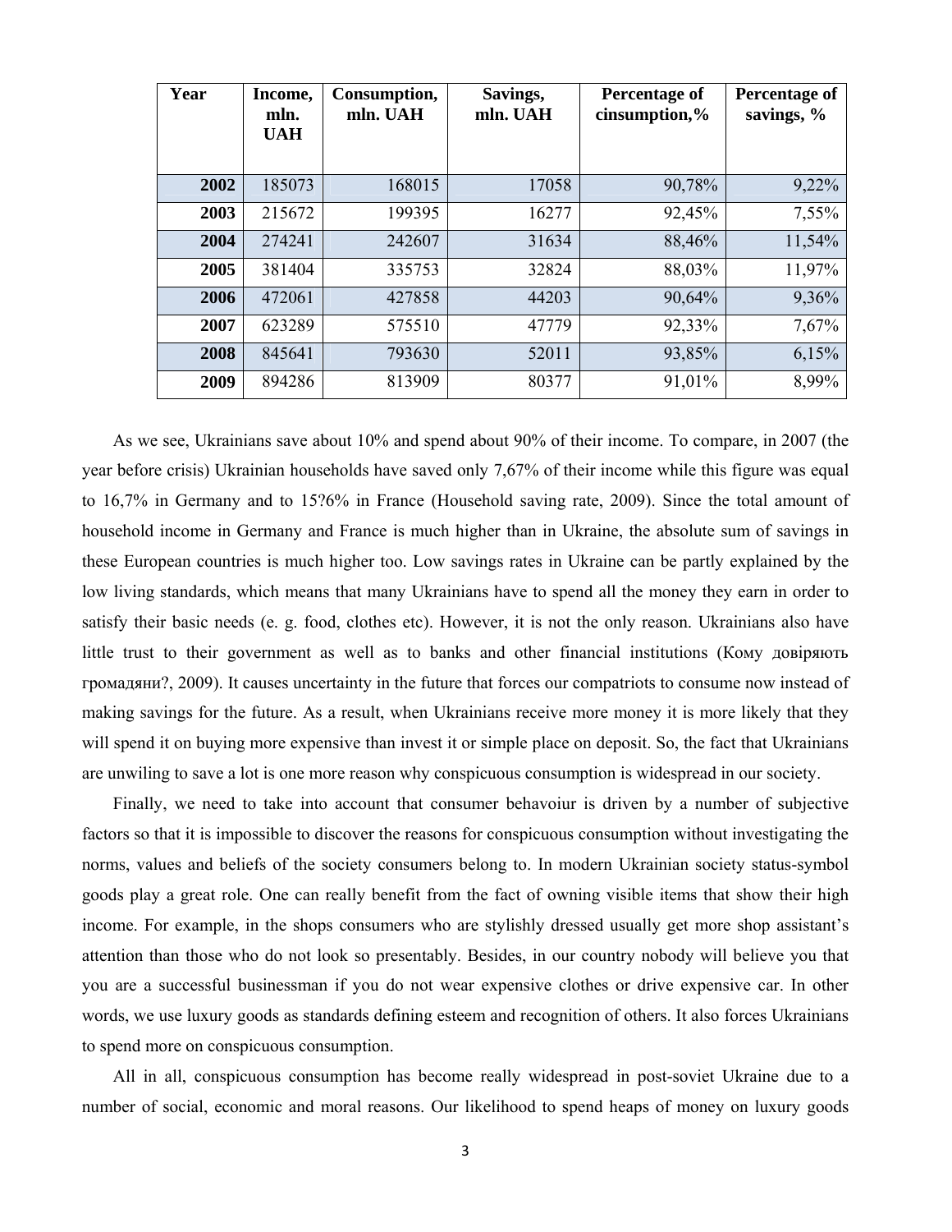| Year | Income, mln. UAH | Consumption, mln. UAH | Savings, mln. UAH | Percentage of cinsumption,% | Percentage of savings, % |
|---|---|---|---|---|---|
| **2002** | 185073 | 168015 | 17058 | 90,78% | 9,22% |
| **2003** | 215672 | 199395 | 16277 | 92,45% | 7,55% |
| **2004** | 274241 | 242607 | 31634 | 88,46% | 11,54% |
| **2005** | 381404 | 335753 | 32824 | 88,03% | 11,97% |
| **2006** | 472061 | 427858 | 44203 | 90,64% | 9,36% |
| **2007** | 623289 | 575510 | 47779 | 92,33% | 7,67% |
| **2008** | 845641 | 793630 | 52011 | 93,85% | 6,15% |
| **2009** | 894286 | 813909 | 80377 | 91,01% | 8,99% |

As we see, Ukrainians save about 10% and spend about 90% of their income. To compare, in 2007 (the year before crisis) Ukrainian households have saved only 7,67% of their income while this figure was equal to 16,7% in Germany and to 15?6% in France (Household saving rate, 2009). Since the total amount of household income in Germany and France is much higher than in Ukraine, the absolute sum of savings in these European countries is much higher too. Low savings rates in Ukraine can be partly explained by the low living standards, which means that many Ukrainians have to spend all the money they earn in order to satisfy their basic needs (e. g. food, clothes etc). However, it is not the only reason. Ukrainians also have little trust to their government as well as to banks and other financial institutions (Кому довіряють громадяни?, 2009). It causes uncertainty in the future that forces our compatriots to consume now instead of making savings for the future. As a result, when Ukrainians receive more money it is more likely that they will spend it on buying more expensive than invest it or simple place on deposit. So, the fact that Ukrainians are unwiling to save a lot is one more reason why conspicuous consumption is widespread in our society.

Finally, we need to take into account that consumer behavoiur is driven by a number of subjective factors so that it is impossible to discover the reasons for conspicuous consumption without investigating the norms, values and beliefs of the society consumers belong to. In modern Ukrainian society status-symbol goods play a great role. One can really benefit from the fact of owning visible items that show their high income. For example, in the shops consumers who are stylishly dressed usually get more shop assistant's attention than those who do not look so presentably. Besides, in our country nobody will believe you that you are a successful businessman if you do not wear expensive clothes or drive expensive car. In other words, we use luxury goods as standards defining esteem and recognition of others. It also forces Ukrainians to spend more on conspicuous consumption.

All in all, conspicuous consumption has become really widespread in post-soviet Ukraine due to a number of social, economic and moral reasons. Our likelihood to spend heaps of money on luxury goods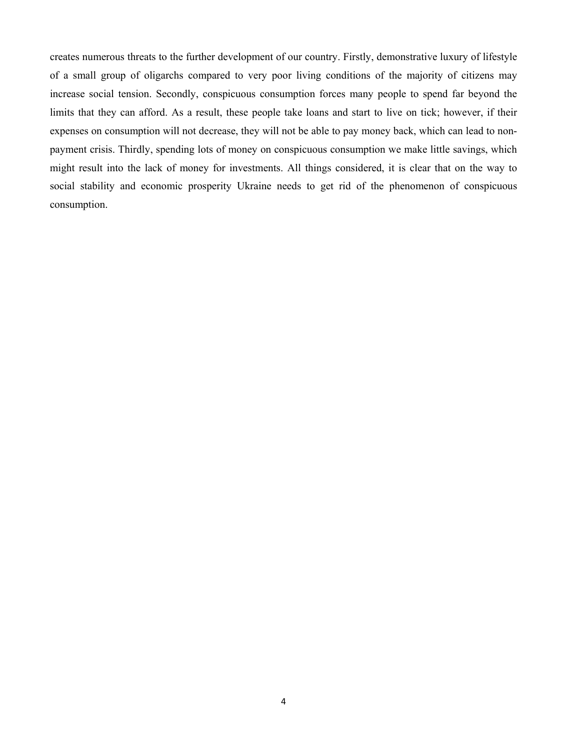creates numerous threats to the further development of our country. Firstly, demonstrative luxury of lifestyle of a small group of oligarchs compared to very poor living conditions of the majority of citizens may increase social tension. Secondly, conspicuous consumption forces many people to spend far beyond the limits that they can afford. As a result, these people take loans and start to live on tick; however, if their expenses on consumption will not decrease, they will not be able to pay money back, which can lead to non-payment crisis. Thirdly, spending lots of money on conspicuous consumption we make little savings, which might result into the lack of money for investments. All things considered, it is clear that on the way to social stability and economic prosperity Ukraine needs to get rid of the phenomenon of conspicuous consumption.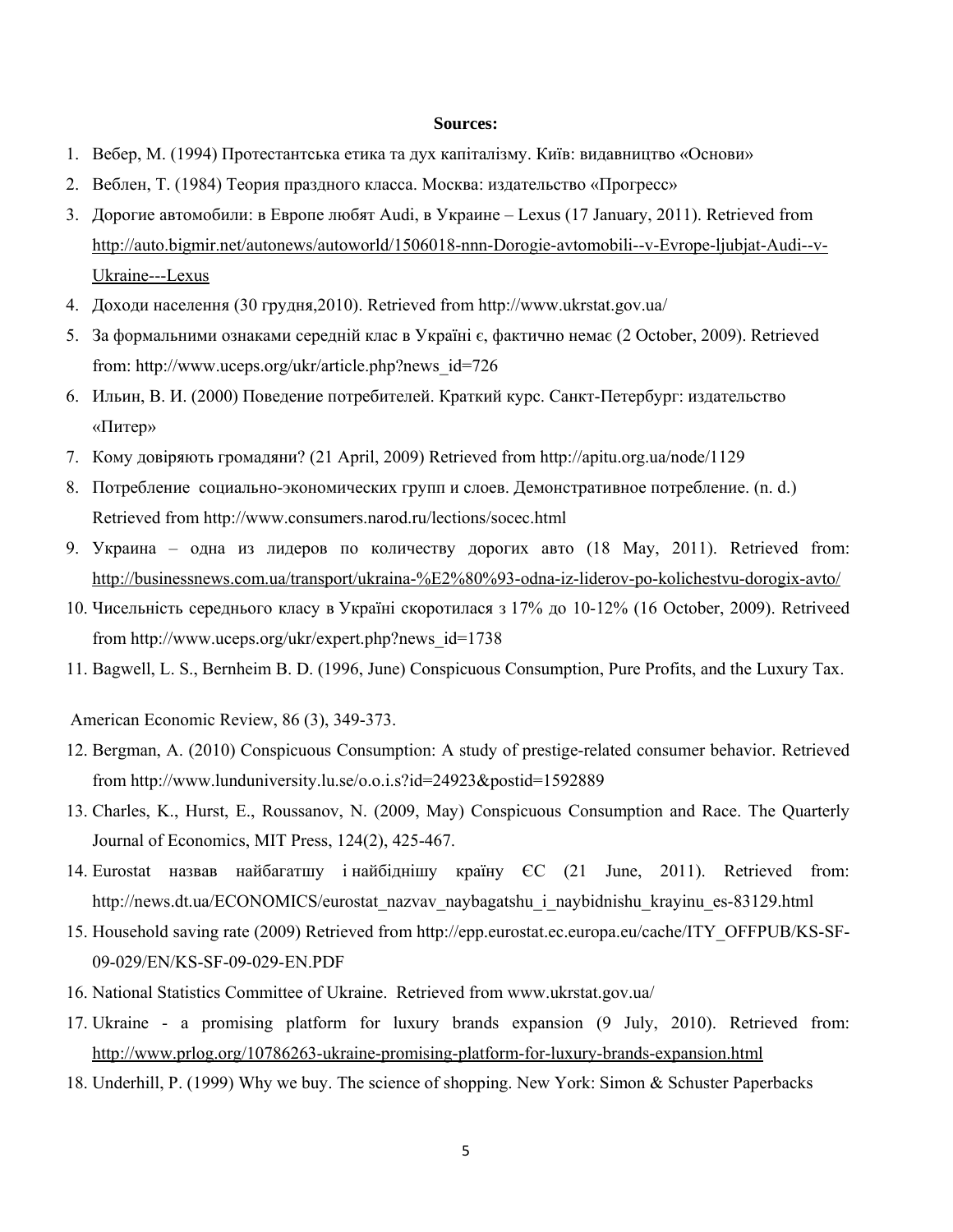**Sources:**

1. Вебер, М. (1994) Протестантська етика та дух капіталізму. Київ: видавництво «Основи»
2. Веблен, Т. (1984) Теория праздного класса. Москва: издательство «Прогресс»
3. Дорогие автомобили: в Европе любят Audi, в Украине – Lexus (17 January, 2011). Retrieved from http://auto.bigmir.net/autonews/autoworld/1506018-nnn-Dorogie-avtomobili--v-Evrope-ljubjat-Audi--v-Ukraine---Lexus
4. Доходи населення (30 грудня,2010). Retrieved from http://www.ukrstat.gov.ua/
5. За формальними ознаками середній клас в Україні є, фактично немає (2 October, 2009). Retrieved from: http://www.uceps.org/ukr/article.php?news_id=726
6. Ильин, В. И. (2000) Поведение потребителей. Краткий курс. Санкт-Петербург: издательство «Питер»
7. Кому довіряють громадяни? (21 April, 2009) Retrieved from http://apitu.org.ua/node/1129
8. Потребление социально-экономических групп и слоев. Демонстративное потребление. (n. d.) Retrieved from http://www.consumers.narod.ru/lections/socec.html
9. Украина – одна из лидеров по количеству дорогих авто (18 May, 2011). Retrieved from: http://businessnews.com.ua/transport/ukraina-%E2%80%93-odna-iz-liderov-po-kolichestvu-dorogix-avto/
10. Чисельність середнього класу в Україні скоротилася з 17% до 10-12% (16 October, 2009). Retriveed from http://www.uceps.org/ukr/expert.php?news_id=1738
11. Bagwell, L. S., Bernheim B. D. (1996, June) Conspicuous Consumption, Pure Profits, and the Luxury Tax. American Economic Review, 86 (3), 349-373.
12. Bergman, A. (2010) Conspicuous Consumption: A study of prestige-related consumer behavior. Retrieved from http://www.lunduniversity.lu.se/o.o.i.s?id=24923&postid=1592889
13. Charles, K., Hurst, E., Roussanov, N. (2009, May) Conspicuous Consumption and Race. The Quarterly Journal of Economics, MIT Press, 124(2), 425-467.
14. Eurostat назвав найбагатшу і найбіднішу країну ЄС (21 June, 2011). Retrieved from: http://news.dt.ua/ECONOMICS/eurostat_nazvav_naybagatshu_i_naybidnishu_krayinu_es-83129.html
15. Household saving rate (2009) Retrieved from http://epp.eurostat.ec.europa.eu/cache/ITY_OFFPUB/KS-SF-09-029/EN/KS-SF-09-029-EN.PDF
16. National Statistics Committee of Ukraine. Retrieved from www.ukrstat.gov.ua/
17. Ukraine - a promising platform for luxury brands expansion (9 July, 2010). Retrieved from: http://www.prlog.org/10786263-ukraine-promising-platform-for-luxury-brands-expansion.html
18. Underhill, P. (1999) Why we buy. The science of shopping. New York: Simon & Schuster Paperbacks